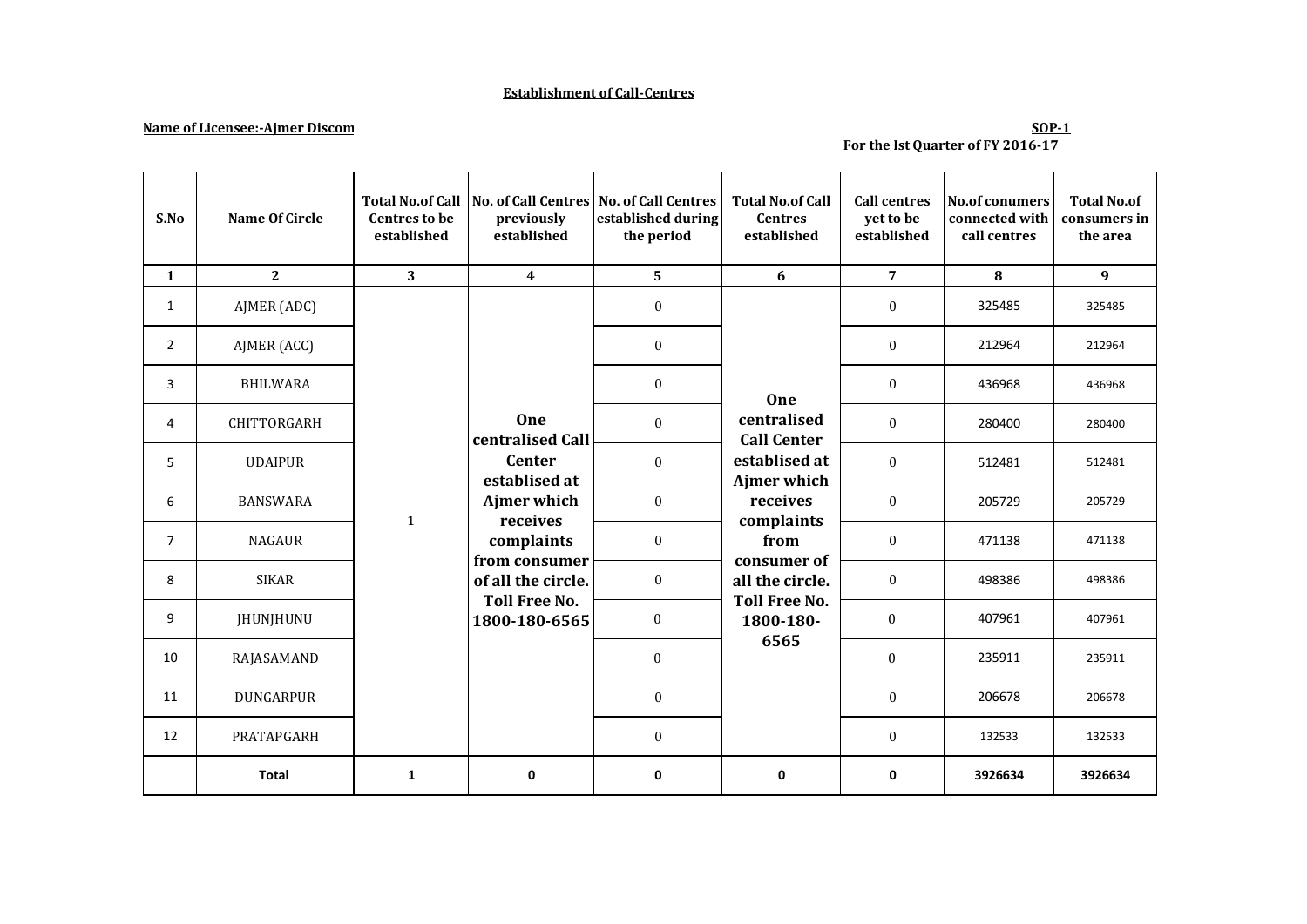**Establishment of Call-Centres**

**Name of Licensee:-Ajmer Discom**

**SOP-1**

**For the Ist Quarter of FY 2016-17**

| S.No | Name Of Circle | Total No.of Call Centres to be established | No. of Call Centres previously established | No. of Call Centres established during the period | Total No.of Call Centres established | Call centres yet to be established | No.of conumers connected with call centres | Total No.of consumers in the area |
|---|---|---|---|---|---|---|---|---|
| **1** | **2** | **3** | **4** | **5** | **6** | **7** | **8** | **9** |
| 1 | AJMER (ADC) | 1 | **One centralised Call Center establised at Ajmer which receives complaints from consumer of all the circle. Toll Free No. 1800-180-6565** | 0 | **One centralised Call Center establised at Ajmer which receives complaints from consumer of all the circle. Toll Free No. 1800-180-6565** | 0 | 325485 | 325485 |
| 2 | AJMER (ACC) | | | 0 | | 0 | 212964 | 212964 |
| 3 | BHILWARA | | | 0 | | 0 | 436968 | 436968 |
| 4 | CHITTORGARH | | | 0 | | 0 | 280400 | 280400 |
| 5 | UDAIPUR | | | 0 | | 0 | 512481 | 512481 |
| 6 | BANSWARA | | | 0 | | 0 | 205729 | 205729 |
| 7 | NAGAUR | | | 0 | | 0 | 471138 | 471138 |
| 8 | SIKAR | | | 0 | | 0 | 498386 | 498386 |
| 9 | JHUNJHUNU | | | 0 | | 0 | 407961 | 407961 |
| 10 | RAJASAMAND | | | 0 | | 0 | 235911 | 235911 |
| 11 | DUNGARPUR | | | 0 | | 0 | 206678 | 206678 |
| 12 | PRATAPGARH | | | 0 | | 0 | 132533 | 132533 |
| | **Total** | **1** | **0** | **0** | **0** | **0** | **3926634** | **3926634** |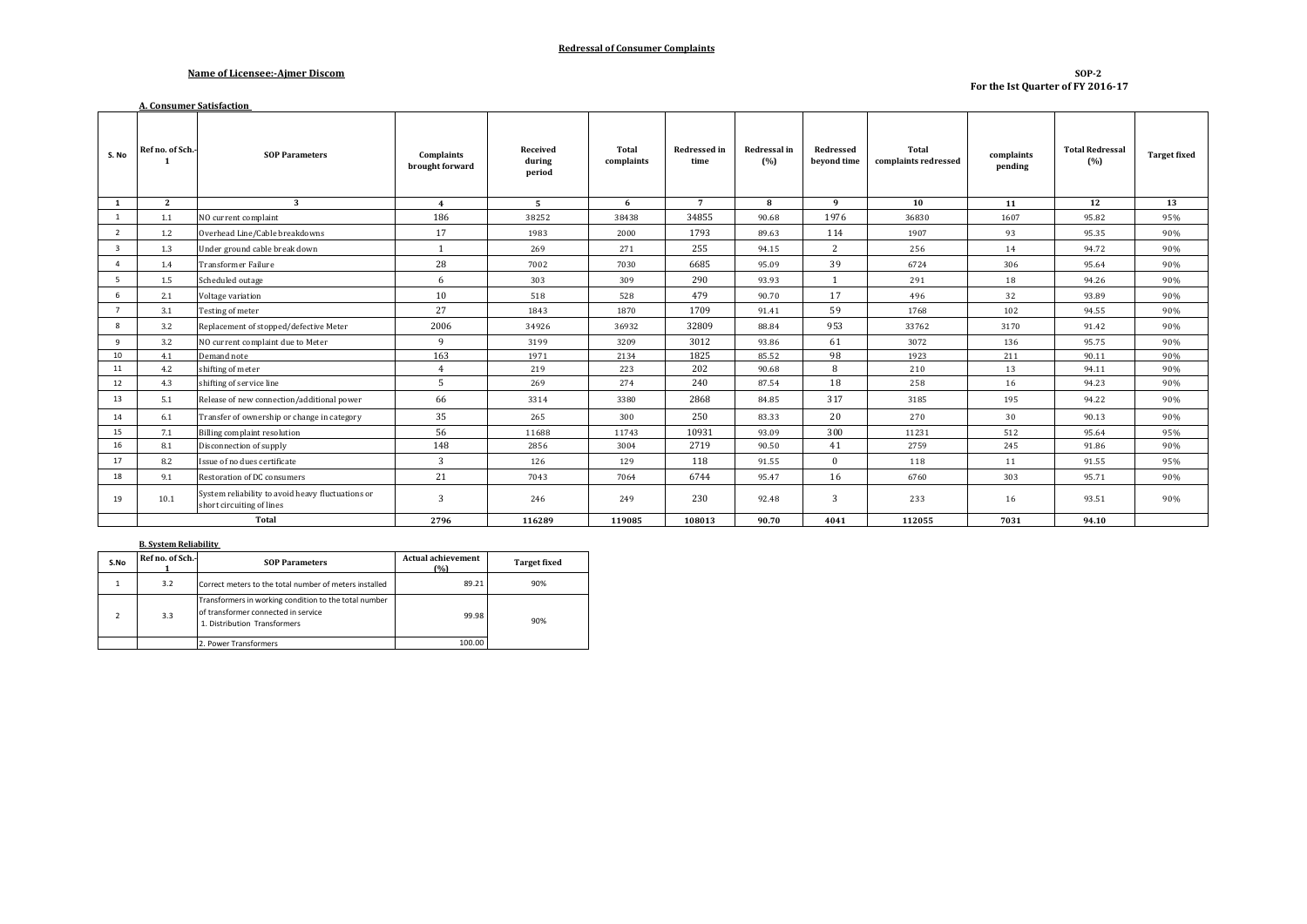**Redressal of Consumer Complaints**

**Name of Licensee:-Ajmer Discom**

**SOP-2**
**For the Ist Quarter of FY 2016-17**

**A. Consumer Satisfaction**

| S. No | Ref no. of Sch.-1 | SOP Parameters | Complaints brought forward | Received during period | Total complaints | Redressed in time | Redressal in (%) | Redressed beyond time | Total complaints redressed | complaints pending | Total Redressal (%) | Target fixed |
|---|---|---|---|---|---|---|---|---|---|---|---|---|
| 1 | 2 | 3 | 4 | 5 | 6 | 7 | 8 | 9 | 10 | 11 | 12 | 13 |
| 1 | 1.1 | NO current complaint | 186 | 38252 | 38438 | 34855 | 90.68 | 1976 | 36830 | 1607 | 95.82 | 95% |
| 2 | 1.2 | Overhead Line/Cable breakdowns | 17 | 1983 | 2000 | 1793 | 89.63 | 114 | 1907 | 93 | 95.35 | 90% |
| 3 | 1.3 | Under ground cable break down | 1 | 269 | 271 | 255 | 94.15 | 2 | 256 | 14 | 94.72 | 90% |
| 4 | 1.4 | Transformer Failure | 28 | 7002 | 7030 | 6685 | 95.09 | 39 | 6724 | 306 | 95.64 | 90% |
| 5 | 1.5 | Scheduled outage | 6 | 303 | 309 | 290 | 93.93 | 1 | 291 | 18 | 94.26 | 90% |
| 6 | 2.1 | Voltage variation | 10 | 518 | 528 | 479 | 90.70 | 17 | 496 | 32 | 93.89 | 90% |
| 7 | 3.1 | Testing of meter | 27 | 1843 | 1870 | 1709 | 91.41 | 59 | 1768 | 102 | 94.55 | 90% |
| 8 | 3.2 | Replacement of stopped/defective Meter | 2006 | 34926 | 36932 | 32809 | 88.84 | 953 | 33762 | 3170 | 91.42 | 90% |
| 9 | 3.2 | NO current complaint due to Meter | 9 | 3199 | 3209 | 3012 | 93.86 | 61 | 3072 | 136 | 95.75 | 90% |
| 10 | 4.1 | Demand note | 163 | 1971 | 2134 | 1825 | 85.52 | 98 | 1923 | 211 | 90.11 | 90% |
| 11 | 4.2 | shifting of meter | 4 | 219 | 223 | 202 | 90.68 | 8 | 210 | 13 | 94.11 | 90% |
| 12 | 4.3 | shifting of service line | 5 | 269 | 274 | 240 | 87.54 | 18 | 258 | 16 | 94.23 | 90% |
| 13 | 5.1 | Release of new connection/additional power | 66 | 3314 | 3380 | 2868 | 84.85 | 317 | 3185 | 195 | 94.22 | 90% |
| 14 | 6.1 | Transfer of ownership or change in category | 35 | 265 | 300 | 250 | 83.33 | 20 | 270 | 30 | 90.13 | 90% |
| 15 | 7.1 | Billing complaint resolution | 56 | 11688 | 11743 | 10931 | 93.09 | 300 | 11231 | 512 | 95.64 | 95% |
| 16 | 8.1 | Disconnection of supply | 148 | 2856 | 3004 | 2719 | 90.50 | 41 | 2759 | 245 | 91.86 | 90% |
| 17 | 8.2 | Issue of no dues certificate | 3 | 126 | 129 | 118 | 91.55 | 0 | 118 | 11 | 91.55 | 95% |
| 18 | 9.1 | Restoration of DC consumers | 21 | 7043 | 7064 | 6744 | 95.47 | 16 | 6760 | 303 | 95.71 | 90% |
| 19 | 10.1 | System reliability to avoid heavy fluctuations or short circuiting of lines | 3 | 246 | 249 | 230 | 92.48 | 3 | 233 | 16 | 93.51 | 90% |
| | | **Total** | **2796** | **116289** | **119085** | **108013** | **90.70** | **4041** | **112055** | **7031** | **94.10** | |

**B. System Reliability**

| S.No | Ref no. of Sch.-1 | SOP Parameters | Actual achievement (%) | Target fixed |
|---|---|---|---|---|
| 1 | 3.2 | Correct meters to the total number of meters installed | 89.21 | 90% |
| 2 | 3.3 | Transformers in working condition to the total number of transformer connected in service<br>1. Distribution Transformers | 99.98 | 90% |
| | | 2. Power Transformers | 100.00 | |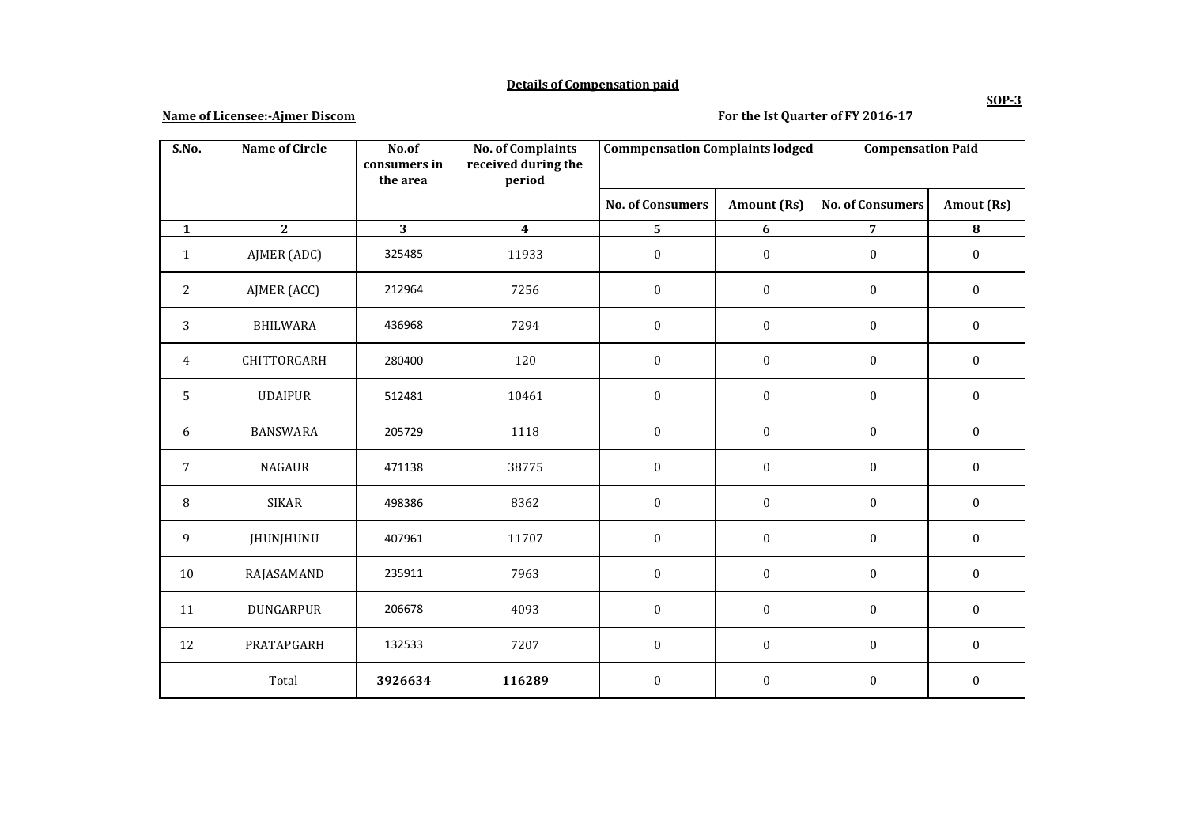**Details of Compensation paid**

**SOP-3**

**Name of Licensee:-Ajmer Discom** **For the Ist Quarter of FY 2016-17**

| S.No. | Name of Circle | No.of consumers in the area | No. of Complaints received during the period | Commpensation Complaints lodged | | Compensation Paid | |
|---|---|---|---|---|---|---|---|
| | | | | No. of Consumers | Amount (Rs) | No. of Consumers | Amout (Rs) |
| 1 | 2 | 3 | 4 | 5 | 6 | 7 | 8 |
| 1 | AJMER (ADC) | 325485 | 11933 | 0 | 0 | 0 | 0 |
| 2 | AJMER (ACC) | 212964 | 7256 | 0 | 0 | 0 | 0 |
| 3 | BHILWARA | 436968 | 7294 | 0 | 0 | 0 | 0 |
| 4 | CHITTORGARH | 280400 | 120 | 0 | 0 | 0 | 0 |
| 5 | UDAIPUR | 512481 | 10461 | 0 | 0 | 0 | 0 |
| 6 | BANSWARA | 205729 | 1118 | 0 | 0 | 0 | 0 |
| 7 | NAGAUR | 471138 | 38775 | 0 | 0 | 0 | 0 |
| 8 | SIKAR | 498386 | 8362 | 0 | 0 | 0 | 0 |
| 9 | JHUNJHUNU | 407961 | 11707 | 0 | 0 | 0 | 0 |
| 10 | RAJASAMAND | 235911 | 7963 | 0 | 0 | 0 | 0 |
| 11 | DUNGARPUR | 206678 | 4093 | 0 | 0 | 0 | 0 |
| 12 | PRATAPGARH | 132533 | 7207 | 0 | 0 | 0 | 0 |
| | Total | **3926634** | **116289** | 0 | 0 | 0 | 0 |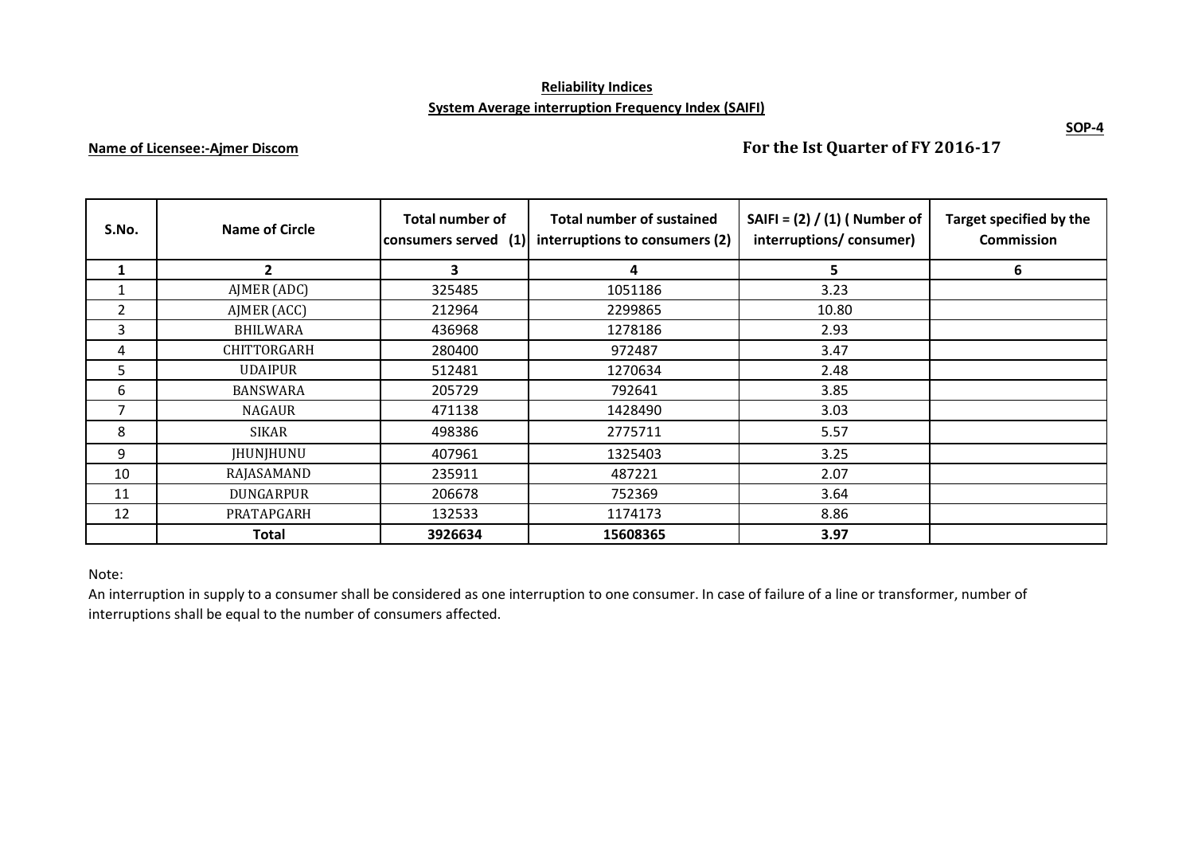**Reliability Indices**

**System Average interruption Frequency Index (SAIFI)**

**SOP-4**

**Name of Licensee:-Ajmer Discom**

**For the Ist Quarter of FY 2016-17**

| S.No. | Name of Circle | Total number of consumers served (1) | Total number of sustained interruptions to consumers (2) | SAIFI = (2) / (1) ( Number of interruptions/ consumer) | Target specified by the Commission |
|---|---|---|---|---|---|
| 1 | 2 | 3 | 4 | 5 | 6 |
| 1 | AJMER (ADC) | 325485 | 1051186 | 3.23 | |
| 2 | AJMER (ACC) | 212964 | 2299865 | 10.80 | |
| 3 | BHILWARA | 436968 | 1278186 | 2.93 | |
| 4 | CHITTORGARH | 280400 | 972487 | 3.47 | |
| 5 | UDAIPUR | 512481 | 1270634 | 2.48 | |
| 6 | BANSWARA | 205729 | 792641 | 3.85 | |
| 7 | NAGAUR | 471138 | 1428490 | 3.03 | |
| 8 | SIKAR | 498386 | 2775711 | 5.57 | |
| 9 | JHUNJHUNU | 407961 | 1325403 | 3.25 | |
| 10 | RAJASAMAND | 235911 | 487221 | 2.07 | |
| 11 | DUNGARPUR | 206678 | 752369 | 3.64 | |
| 12 | PRATAPGARH | 132533 | 1174173 | 8.86 | |
| | **Total** | **3926634** | **15608365** | **3.97** | |

Note:

An interruption in supply to a consumer shall be considered as one interruption to one consumer. In case of failure of a line or transformer, number of interruptions shall be equal to the number of consumers affected.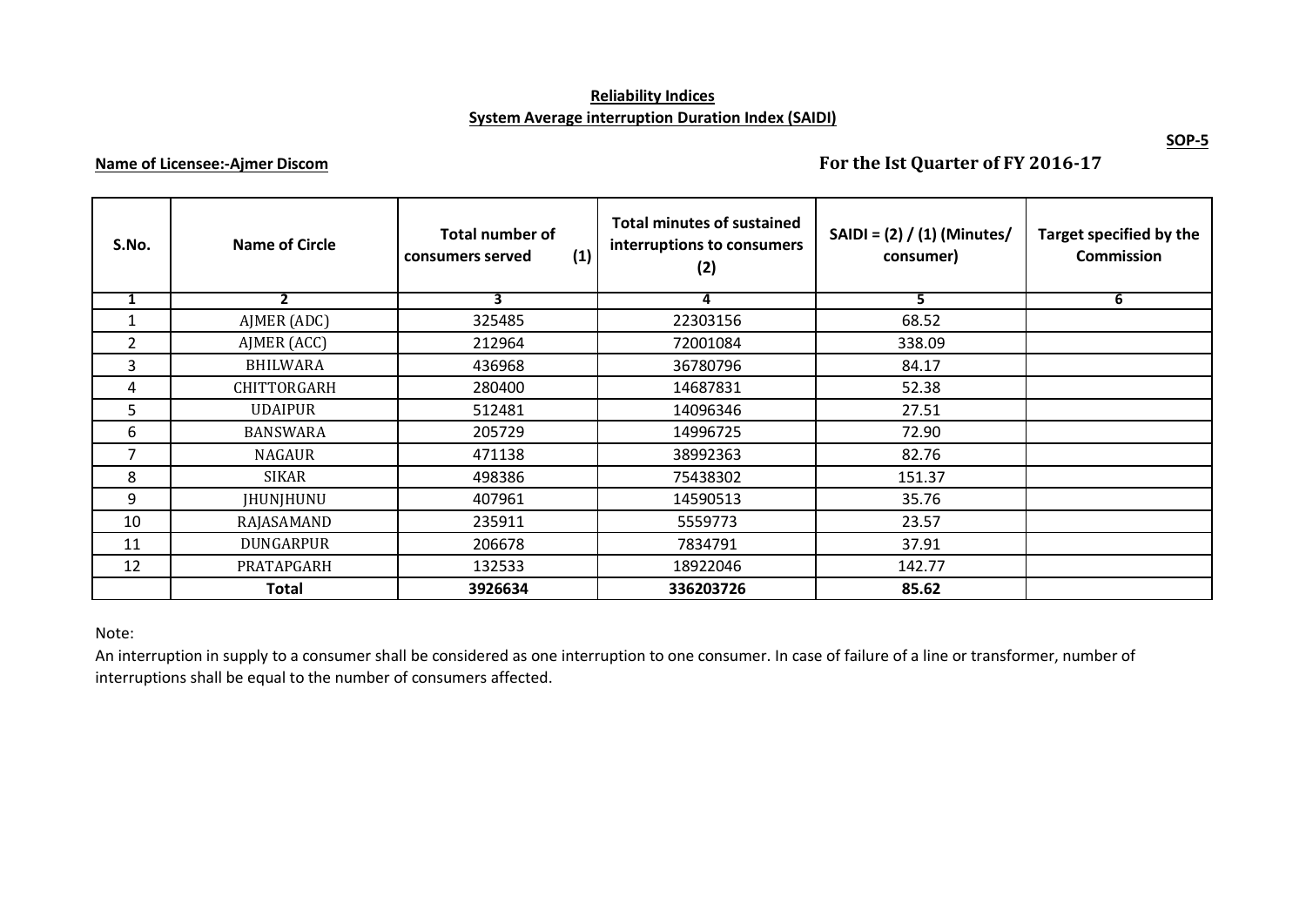**Reliability Indices**

**System Average interruption Duration Index (SAIDI)**

**SOP-5**

**Name of Licensee:-Ajmer Discom**

**For the Ist Quarter of FY 2016-17**

| S.No. | Name of Circle | Total number of consumers served (1) | Total minutes of sustained interruptions to consumers (2) | SAIDI = (2) / (1) (Minutes/ consumer) | Target specified by the Commission |
|---|---|---|---|---|---|
| 1 | 2 | 3 | 4 | 5 | 6 |
| 1 | AJMER (ADC) | 325485 | 22303156 | 68.52 | |
| 2 | AJMER (ACC) | 212964 | 72001084 | 338.09 | |
| 3 | BHILWARA | 436968 | 36780796 | 84.17 | |
| 4 | CHITTORGARH | 280400 | 14687831 | 52.38 | |
| 5 | UDAIPUR | 512481 | 14096346 | 27.51 | |
| 6 | BANSWARA | 205729 | 14996725 | 72.90 | |
| 7 | NAGAUR | 471138 | 38992363 | 82.76 | |
| 8 | SIKAR | 498386 | 75438302 | 151.37 | |
| 9 | JHUNJHUNU | 407961 | 14590513 | 35.76 | |
| 10 | RAJASAMAND | 235911 | 5559773 | 23.57 | |
| 11 | DUNGARPUR | 206678 | 7834791 | 37.91 | |
| 12 | PRATAPGARH | 132533 | 18922046 | 142.77 | |
| | **Total** | **3926634** | **336203726** | **85.62** | |

Note:

An interruption in supply to a consumer shall be considered as one interruption to one consumer. In case of failure of a line or transformer, number of interruptions shall be equal to the number of consumers affected.